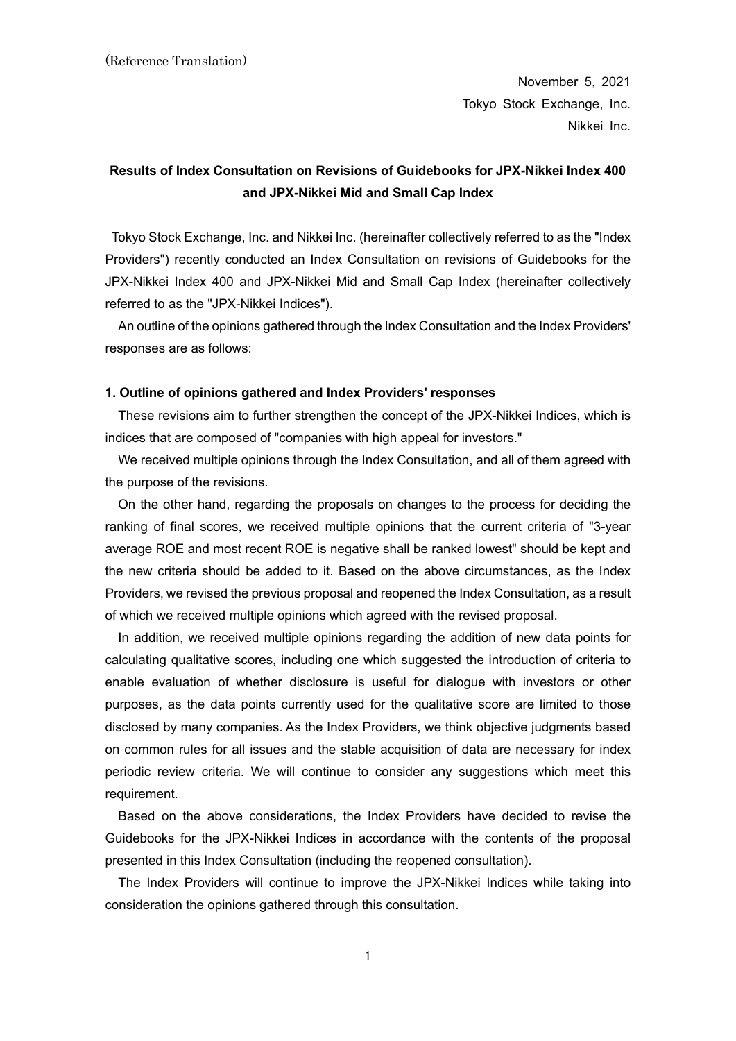(Reference Translation)

November 5, 2021
Tokyo Stock Exchange, Inc.
Nikkei Inc.

# Results of Index Consultation on Revisions of Guidebooks for JPX-Nikkei Index 400 and JPX-Nikkei Mid and Small Cap Index

Tokyo Stock Exchange, Inc. and Nikkei Inc. (hereinafter collectively referred to as the "Index Providers") recently conducted an Index Consultation on revisions of Guidebooks for the JPX-Nikkei Index 400 and JPX-Nikkei Mid and Small Cap Index (hereinafter collectively referred to as the "JPX-Nikkei Indices").

An outline of the opinions gathered through the Index Consultation and the Index Providers' responses are as follows:

## 1. Outline of opinions gathered and Index Providers' responses

These revisions aim to further strengthen the concept of the JPX-Nikkei Indices, which is indices that are composed of "companies with high appeal for investors."

We received multiple opinions through the Index Consultation, and all of them agreed with the purpose of the revisions.

On the other hand, regarding the proposals on changes to the process for deciding the ranking of final scores, we received multiple opinions that the current criteria of "3-year average ROE and most recent ROE is negative shall be ranked lowest" should be kept and the new criteria should be added to it. Based on the above circumstances, as the Index Providers, we revised the previous proposal and reopened the Index Consultation, as a result of which we received multiple opinions which agreed with the revised proposal.

In addition, we received multiple opinions regarding the addition of new data points for calculating qualitative scores, including one which suggested the introduction of criteria to enable evaluation of whether disclosure is useful for dialogue with investors or other purposes, as the data points currently used for the qualitative score are limited to those disclosed by many companies. As the Index Providers, we think objective judgments based on common rules for all issues and the stable acquisition of data are necessary for index periodic review criteria. We will continue to consider any suggestions which meet this requirement.

Based on the above considerations, the Index Providers have decided to revise the Guidebooks for the JPX-Nikkei Indices in accordance with the contents of the proposal presented in this Index Consultation (including the reopened consultation).

The Index Providers will continue to improve the JPX-Nikkei Indices while taking into consideration the opinions gathered through this consultation.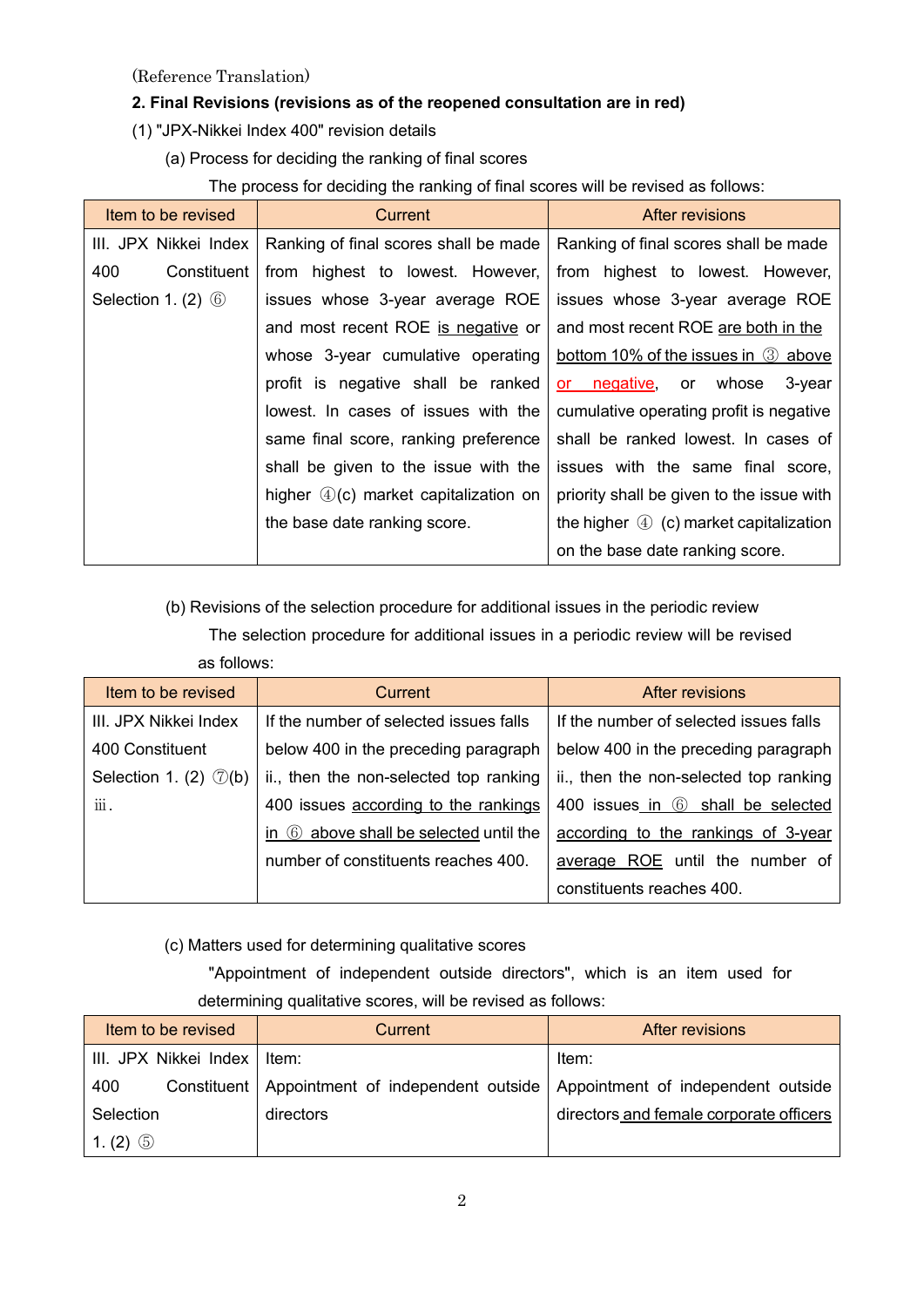(Reference Translation)

**2. Final Revisions (revisions as of the reopened consultation are in red)**

(1) "JPX-Nikkei Index 400" revision details

(a) Process for deciding the ranking of final scores

The process for deciding the ranking of final scores will be revised as follows:

| Item to be revised | Current | After revisions |
|---|---|---|
| III. JPX Nikkei Index 400 Constituent Selection 1. (2) ⑥ | Ranking of final scores shall be made from highest to lowest. However, issues whose 3-year average ROE and most recent ROE is negative or whose 3-year cumulative operating profit is negative shall be ranked lowest. In cases of issues with the same final score, ranking preference shall be given to the issue with the higher ④(c) market capitalization on the base date ranking score. | Ranking of final scores shall be made from highest to lowest. However, issues whose 3-year average ROE and most recent ROE are both in the bottom 10% of the issues in ③ above or negative, or whose 3-year cumulative operating profit is negative shall be ranked lowest. In cases of issues with the same final score, priority shall be given to the issue with the higher ④ (c) market capitalization on the base date ranking score. |

(b) Revisions of the selection procedure for additional issues in the periodic review

The selection procedure for additional issues in a periodic review will be revised as follows:

| Item to be revised | Current | After revisions |
|---|---|---|
| III. JPX Nikkei Index 400 Constituent Selection 1. (2) ⑦(b) ⅲ. | If the number of selected issues falls below 400 in the preceding paragraph ii., then the non-selected top ranking 400 issues according to the rankings in ⑥ above shall be selected until the number of constituents reaches 400. | If the number of selected issues falls below 400 in the preceding paragraph ii., then the non-selected top ranking 400 issues in ⑥ shall be selected according to the rankings of 3-year average ROE until the number of constituents reaches 400. |

(c) Matters used for determining qualitative scores

"Appointment of independent outside directors", which is an item used for determining qualitative scores, will be revised as follows:

| Item to be revised | Current | After revisions |
|---|---|---|
| III. JPX Nikkei Index 400 Constituent Selection 1. (2) ⑤ | Item: Appointment of independent outside directors | Item: Appointment of independent outside directors and female corporate officers |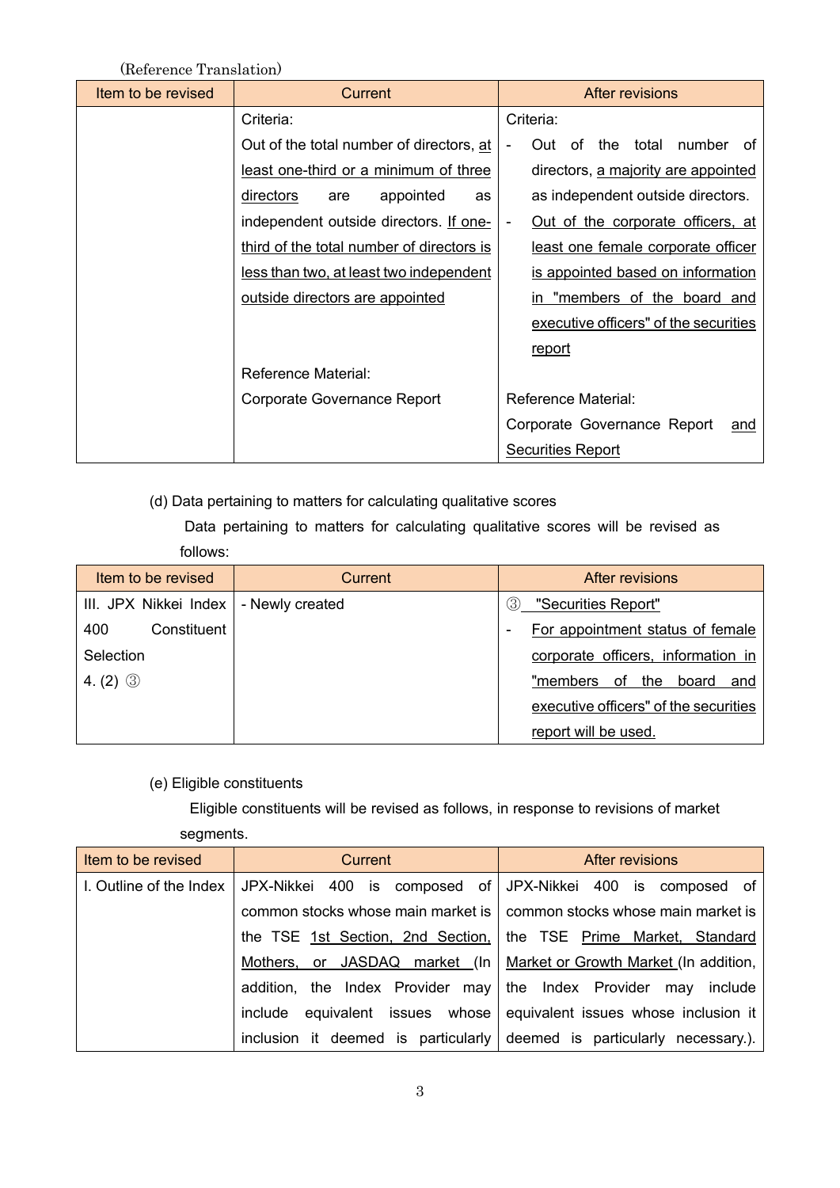(Reference Translation)

| Item to be revised | Current | After revisions |
|---|---|---|
| | Criteria:<br>Out of the total number of directors, at least one-third or a minimum of three directors are appointed as independent outside directors. If one-third of the total number of directors is less than two, at least two independent outside directors are appointed<br><br>Reference Material:<br>Corporate Governance Report | Criteria:<br>- Out of the total number of directors, a majority are appointed as independent outside directors.<br>- Out of the corporate officers, at least one female corporate officer is appointed based on information in "members of the board and executive officers" of the securities report<br><br>Reference Material:<br>Corporate Governance Report and Securities Report |

(d) Data pertaining to matters for calculating qualitative scores

Data pertaining to matters for calculating qualitative scores will be revised as follows:

| Item to be revised | Current | After revisions |
|---|---|---|
| III. JPX Nikkei Index 400 Constituent Selection 4. (2) ③ | - Newly created | ③ "Securities Report"<br>- For appointment status of female corporate officers, information in "members of the board and executive officers" of the securities report will be used. |

(e) Eligible constituents

Eligible constituents will be revised as follows, in response to revisions of market segments.

| Item to be revised | Current | After revisions |
|---|---|---|
| I. Outline of the Index | JPX-Nikkei 400 is composed of common stocks whose main market is the TSE 1st Section, 2nd Section, Mothers, or JASDAQ market (In addition, the Index Provider may include equivalent issues whose inclusion it deemed is particularly | JPX-Nikkei 400 is composed of common stocks whose main market is the TSE Prime Market, Standard Market or Growth Market (In addition, the Index Provider may include equivalent issues whose inclusion it deemed is particularly necessary.). |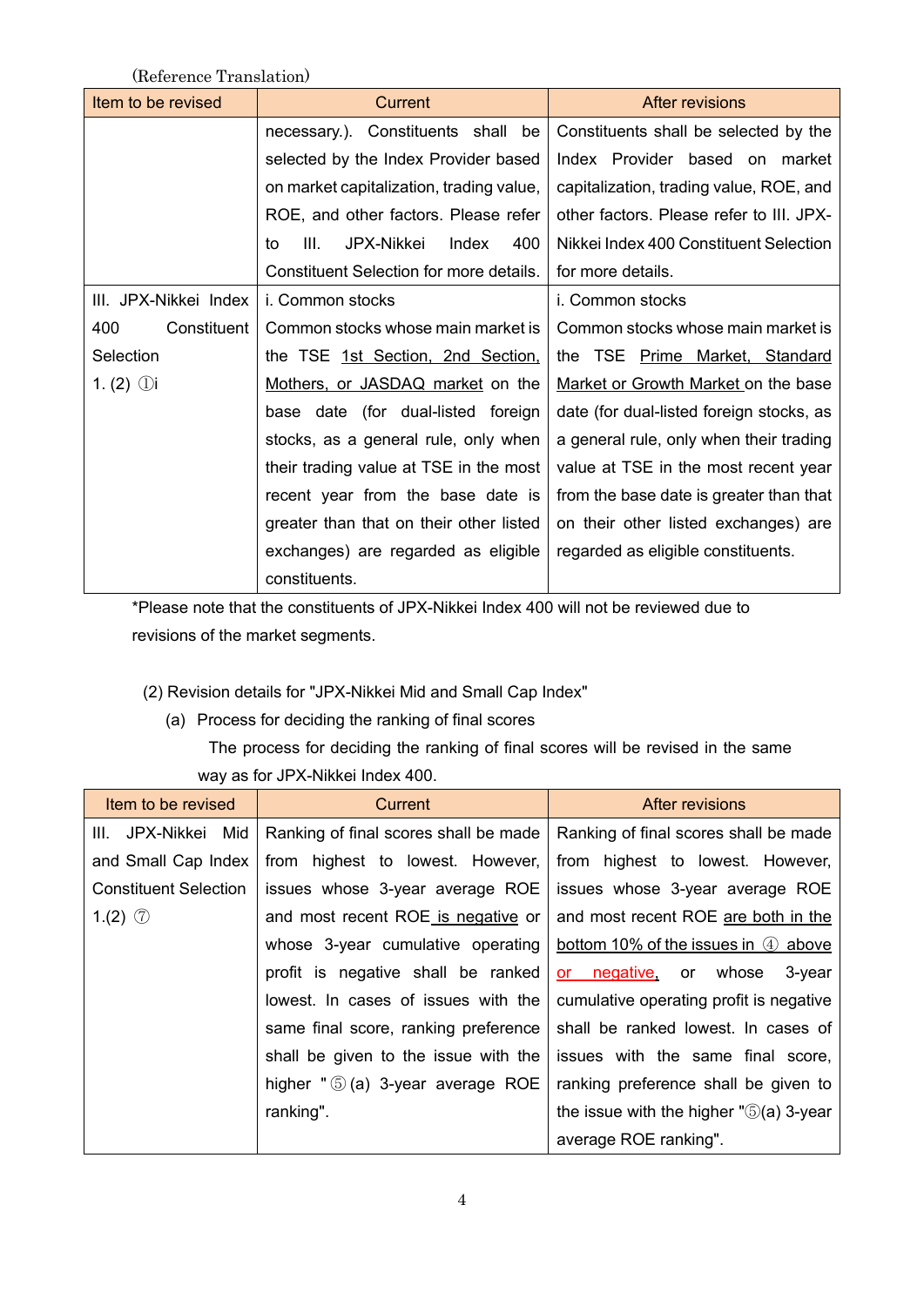(Reference Translation)

| Item to be revised | Current | After revisions |
|---|---|---|
| | necessary.). Constituents shall be selected by the Index Provider based on market capitalization, trading value, ROE, and other factors. Please refer to III. JPX-Nikkei Index 400 Constituent Selection for more details. | Constituents shall be selected by the Index Provider based on market capitalization, trading value, ROE, and other factors. Please refer to III. JPX-Nikkei Index 400 Constituent Selection for more details. |
| III. JPX-Nikkei Index 400 Constituent Selection 1. (2) ①i | i. Common stocks<br>Common stocks whose main market is the TSE 1st Section, 2nd Section, Mothers, or JASDAQ market on the base date (for dual-listed foreign stocks, as a general rule, only when their trading value at TSE in the most recent year from the base date is greater than that on their other listed exchanges) are regarded as eligible constituents. | i. Common stocks<br>Common stocks whose main market is the TSE Prime Market, Standard Market or Growth Market on the base date (for dual-listed foreign stocks, as a general rule, only when their trading value at TSE in the most recent year from the base date is greater than that on their other listed exchanges) are regarded as eligible constituents. |

*Please note that the constituents of JPX-Nikkei Index 400 will not be reviewed due to revisions of the market segments.

(2) Revision details for "JPX-Nikkei Mid and Small Cap Index"

(a) Process for deciding the ranking of final scores

The process for deciding the ranking of final scores will be revised in the same way as for JPX-Nikkei Index 400.

| Item to be revised | Current | After revisions |
|---|---|---|
| III. JPX-Nikkei Mid and Small Cap Index Constituent Selection 1.(2) ⑦ | Ranking of final scores shall be made from highest to lowest. However, issues whose 3-year average ROE and most recent ROE is negative or whose 3-year cumulative operating profit is negative shall be ranked lowest. In cases of issues with the same final score, ranking preference shall be given to the issue with the higher "⑤(a) 3-year average ROE ranking". | Ranking of final scores shall be made from highest to lowest. However, issues whose 3-year average ROE and most recent ROE are both in the bottom 10% of the issues in ④ above or negative, or whose 3-year cumulative operating profit is negative shall be ranked lowest. In cases of issues with the same final score, ranking preference shall be given to the issue with the higher "⑤(a) 3-year average ROE ranking". |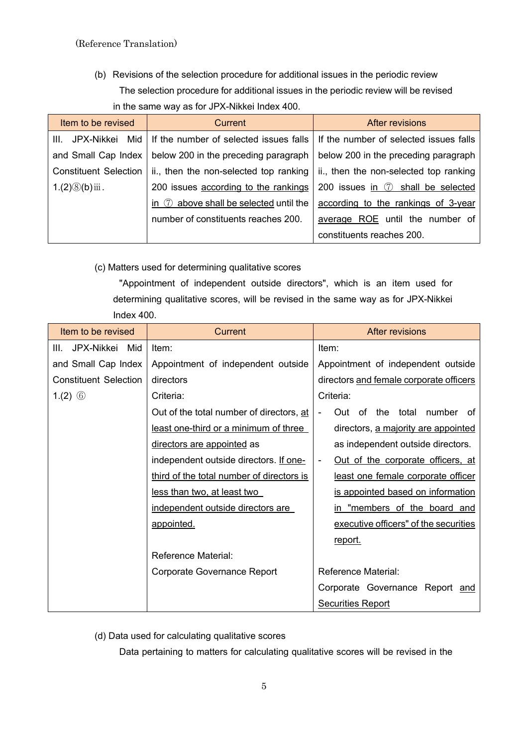(Reference Translation)

(b) Revisions of the selection procedure for additional issues in the periodic review

The selection procedure for additional issues in the periodic review will be revised in the same way as for JPX-Nikkei Index 400.

| Item to be revised | Current | After revisions |
|---|---|---|
| III. JPX-Nikkei Mid and Small Cap Index Constituent Selection 1.(2)⑧(b)ⅲ. | If the number of selected issues falls below 200 in the preceding paragraph ii., then the non-selected top ranking 200 issues <u>according to the rankings in ⑦ above shall be selected</u> until the number of constituents reaches 200. | If the number of selected issues falls below 200 in the preceding paragraph ii., then the non-selected top ranking 200 issues <u>in ⑦ shall be selected according to the rankings of 3-year average ROE</u> until the number of constituents reaches 200. |

(c) Matters used for determining qualitative scores

"Appointment of independent outside directors", which is an item used for determining qualitative scores, will be revised in the same way as for JPX-Nikkei Index 400.

| Item to be revised | Current | After revisions |
|---|---|---|
| III. JPX-Nikkei Mid and Small Cap Index Constituent Selection 1.(2) ⑥ | Item:<br>Appointment of independent outside directors<br>Criteria:<br>Out of the total number of directors, <u>at least one-third or a minimum of three directors are appointed</u> as independent outside directors. <u>If one-third of the total number of directors is less than two, at least two independent outside directors are appointed.</u><br><br>Reference Material:<br>Corporate Governance Report | Item:<br>Appointment of independent outside directors <u>and female corporate officers</u><br>Criteria:<br>- Out of the total number of directors, <u>a majority are appointed</u> as independent outside directors.<br>- <u>Out of the corporate officers, at least one female corporate officer is appointed based on information in "members of the board and executive officers" of the securities report.</u><br><br>Reference Material:<br>Corporate Governance Report <u>and Securities Report</u> |

(d) Data used for calculating qualitative scores

Data pertaining to matters for calculating qualitative scores will be revised in the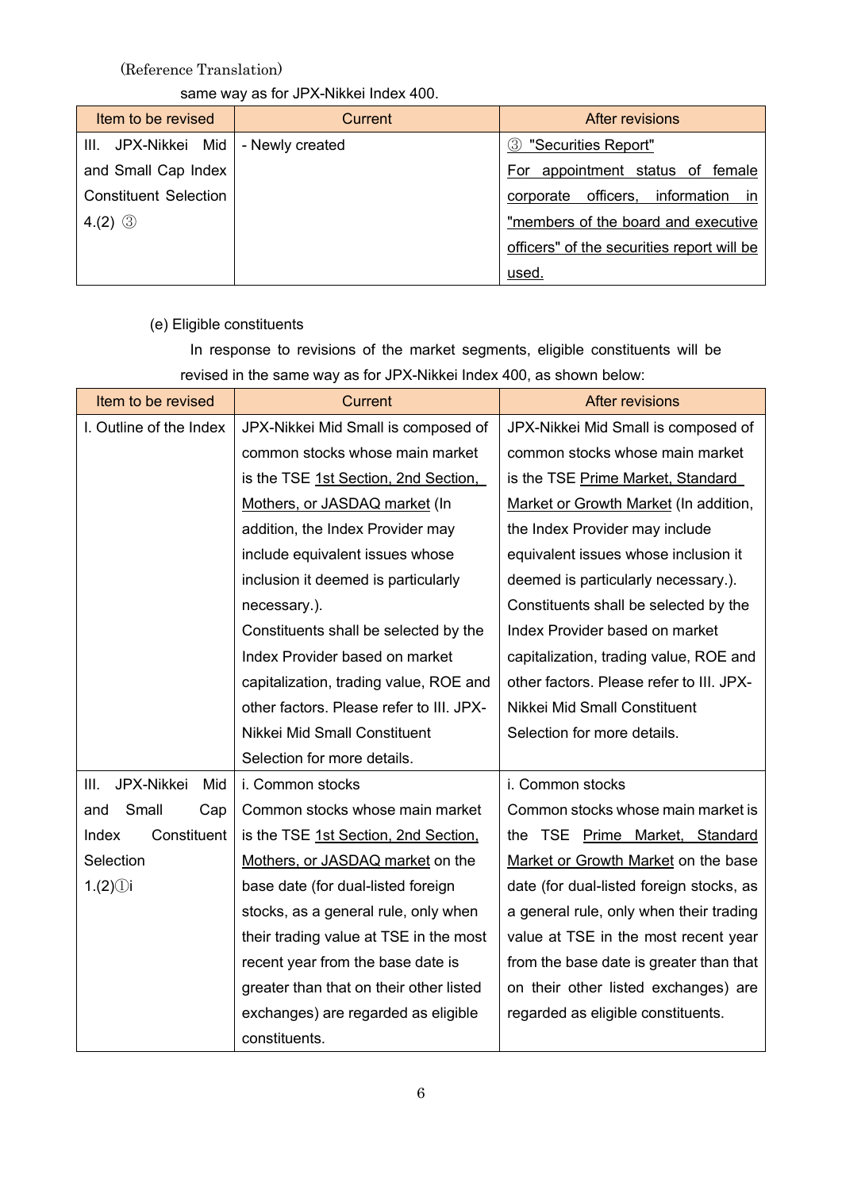(Reference Translation)

same way as for JPX-Nikkei Index 400.

| Item to be revised | Current | After revisions |
|---|---|---|
| III. JPX-Nikkei Mid and Small Cap Index Constituent Selection 4.(2) ③ | - Newly created | ③ "Securities Report"<br>For appointment status of female corporate officers, information in "members of the board and executive officers" of the securities report will be used. |

(e) Eligible constituents

In response to revisions of the market segments, eligible constituents will be revised in the same way as for JPX-Nikkei Index 400, as shown below:

| Item to be revised | Current | After revisions |
|---|---|---|
| I. Outline of the Index | JPX-Nikkei Mid Small is composed of common stocks whose main market is the TSE 1st Section, 2nd Section, Mothers, or JASDAQ market (In addition, the Index Provider may include equivalent issues whose inclusion it deemed is particularly necessary.).<br>Constituents shall be selected by the Index Provider based on market capitalization, trading value, ROE and other factors. Please refer to III. JPX-Nikkei Mid Small Constituent Selection for more details. | JPX-Nikkei Mid Small is composed of common stocks whose main market is the TSE Prime Market, Standard Market or Growth Market (In addition, the Index Provider may include equivalent issues whose inclusion it deemed is particularly necessary.).<br>Constituents shall be selected by the Index Provider based on market capitalization, trading value, ROE and other factors. Please refer to III. JPX-Nikkei Mid Small Constituent Selection for more details. |
| III. JPX-Nikkei Mid and Small Cap Index Constituent Selection 1.(2)①i | i. Common stocks<br>Common stocks whose main market is the TSE 1st Section, 2nd Section, Mothers, or JASDAQ market on the base date (for dual-listed foreign stocks, as a general rule, only when their trading value at TSE in the most recent year from the base date is greater than that on their other listed exchanges) are regarded as eligible constituents. | i. Common stocks<br>Common stocks whose main market is the TSE Prime Market, Standard Market or Growth Market on the base date (for dual-listed foreign stocks, as a general rule, only when their trading value at TSE in the most recent year from the base date is greater than that on their other listed exchanges) are regarded as eligible constituents. |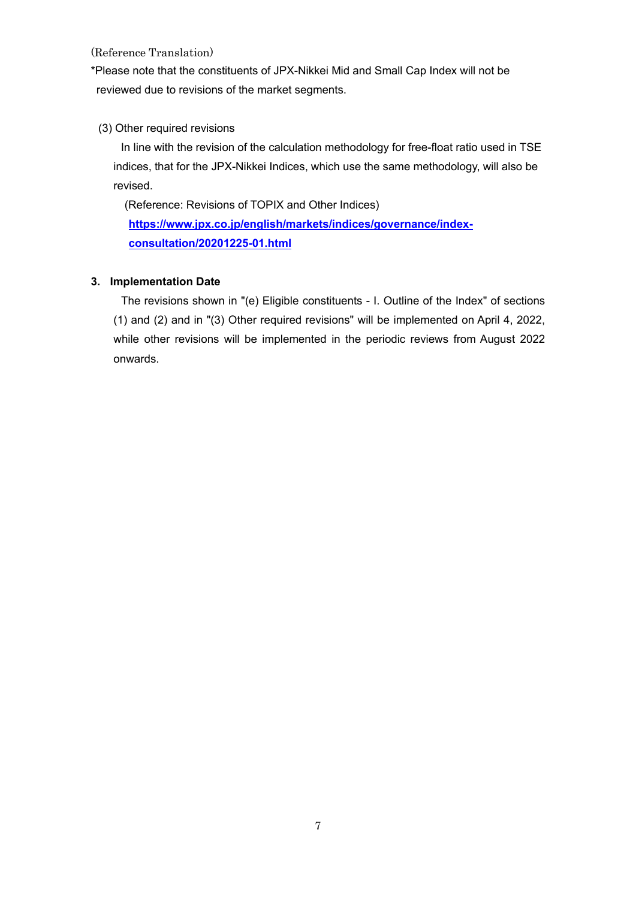(Reference Translation)

*Please note that the constituents of JPX-Nikkei Mid and Small Cap Index will not be reviewed due to revisions of the market segments.

(3) Other required revisions

In line with the revision of the calculation methodology for free-float ratio used in TSE indices, that for the JPX-Nikkei Indices, which use the same methodology, will also be revised.

(Reference: Revisions of TOPIX and Other Indices)
**https://www.jpx.co.jp/english/markets/indices/governance/index-consultation/20201225-01.html**

### 3. Implementation Date

The revisions shown in "(e) Eligible constituents - I. Outline of the Index" of sections (1) and (2) and in "(3) Other required revisions" will be implemented on April 4, 2022, while other revisions will be implemented in the periodic reviews from August 2022 onwards.